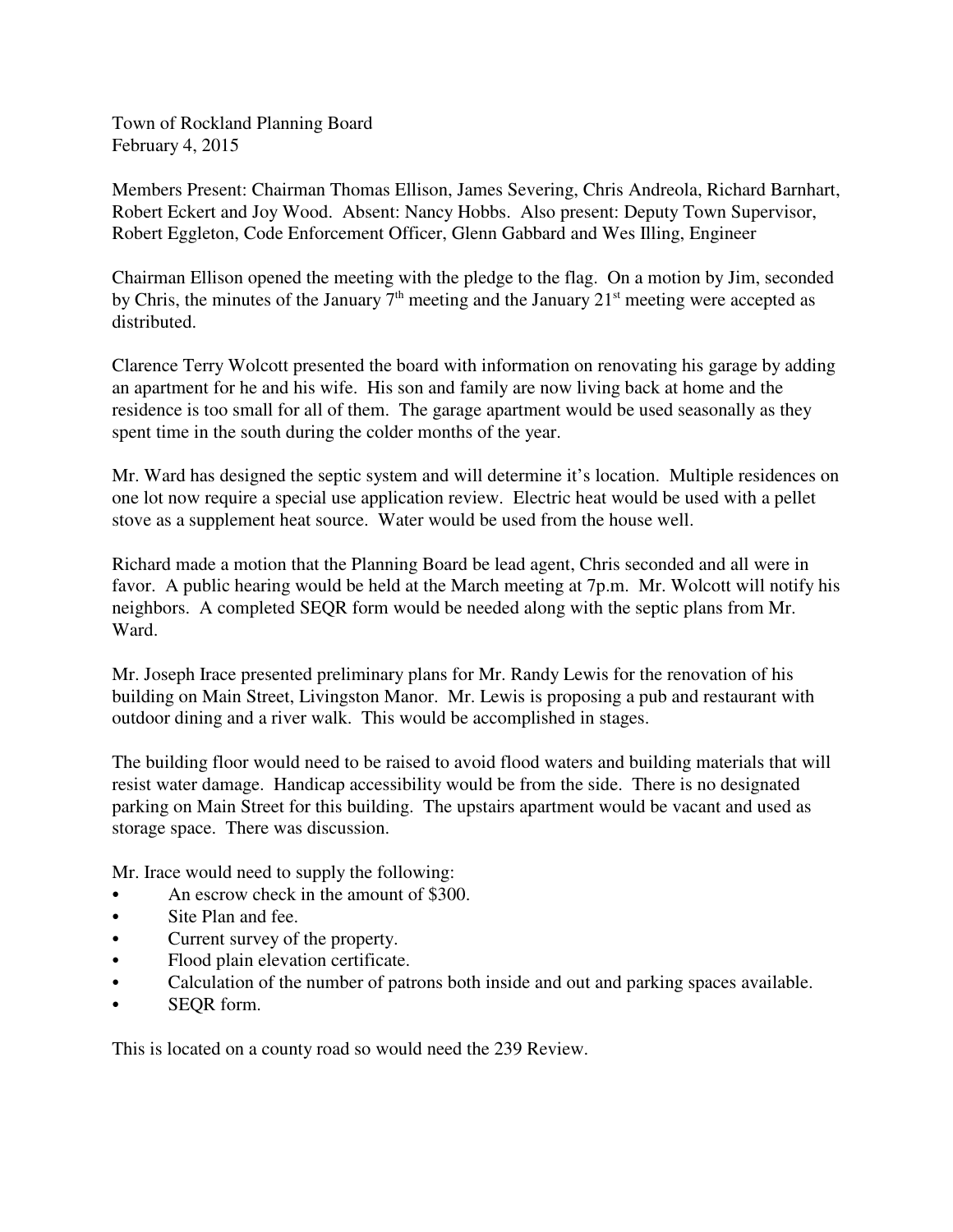Town of Rockland Planning Board
February 4, 2015

Members Present: Chairman Thomas Ellison, James Severing, Chris Andreola, Richard Barnhart, Robert Eckert and Joy Wood. Absent: Nancy Hobbs. Also present: Deputy Town Supervisor, Robert Eggleton, Code Enforcement Officer, Glenn Gabbard and Wes Illing, Engineer

Chairman Ellison opened the meeting with the pledge to the flag. On a motion by Jim, seconded by Chris, the minutes of the January 7th meeting and the January 21st meeting were accepted as distributed.

Clarence Terry Wolcott presented the board with information on renovating his garage by adding an apartment for he and his wife. His son and family are now living back at home and the residence is too small for all of them. The garage apartment would be used seasonally as they spent time in the south during the colder months of the year.

Mr. Ward has designed the septic system and will determine it's location. Multiple residences on one lot now require a special use application review. Electric heat would be used with a pellet stove as a supplement heat source. Water would be used from the house well.

Richard made a motion that the Planning Board be lead agent, Chris seconded and all were in favor. A public hearing would be held at the March meeting at 7p.m. Mr. Wolcott will notify his neighbors. A completed SEQR form would be needed along with the septic plans from Mr. Ward.

Mr. Joseph Irace presented preliminary plans for Mr. Randy Lewis for the renovation of his building on Main Street, Livingston Manor. Mr. Lewis is proposing a pub and restaurant with outdoor dining and a river walk. This would be accomplished in stages.

The building floor would need to be raised to avoid flood waters and building materials that will resist water damage. Handicap accessibility would be from the side. There is no designated parking on Main Street for this building. The upstairs apartment would be vacant and used as storage space. There was discussion.

Mr. Irace would need to supply the following:

- An escrow check in the amount of $300.
- Site Plan and fee.
- Current survey of the property.
- Flood plain elevation certificate.
- Calculation of the number of patrons both inside and out and parking spaces available.
- SEQR form.

This is located on a county road so would need the 239 Review.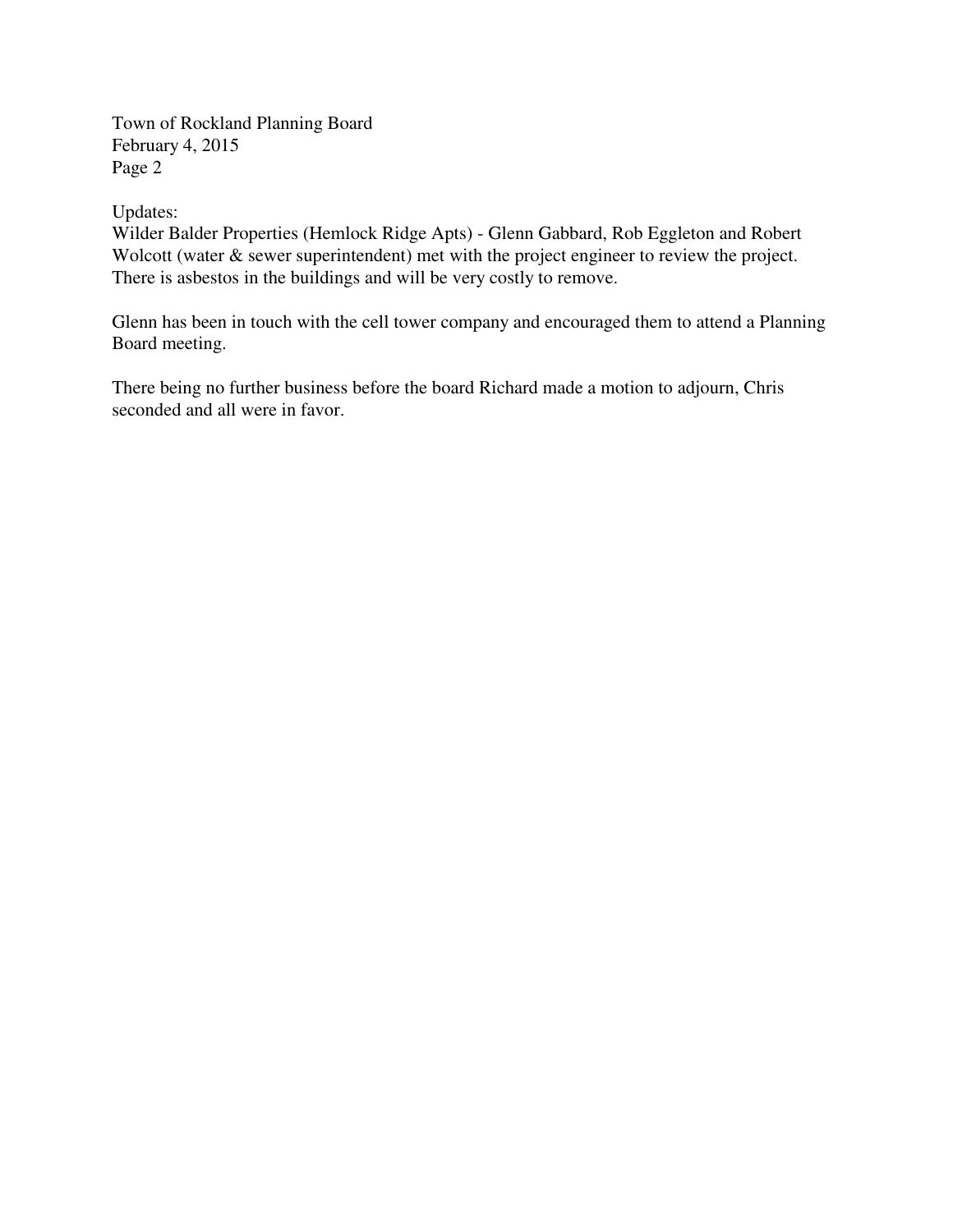Updates:
Wilder Balder Properties (Hemlock Ridge Apts) - Glenn Gabbard, Rob Eggleton and Robert Wolcott (water & sewer superintendent) met with the project engineer to review the project. There is asbestos in the buildings and will be very costly to remove.

Glenn has been in touch with the cell tower company and encouraged them to attend a Planning Board meeting.

There being no further business before the board Richard made a motion to adjourn, Chris seconded and all were in favor.